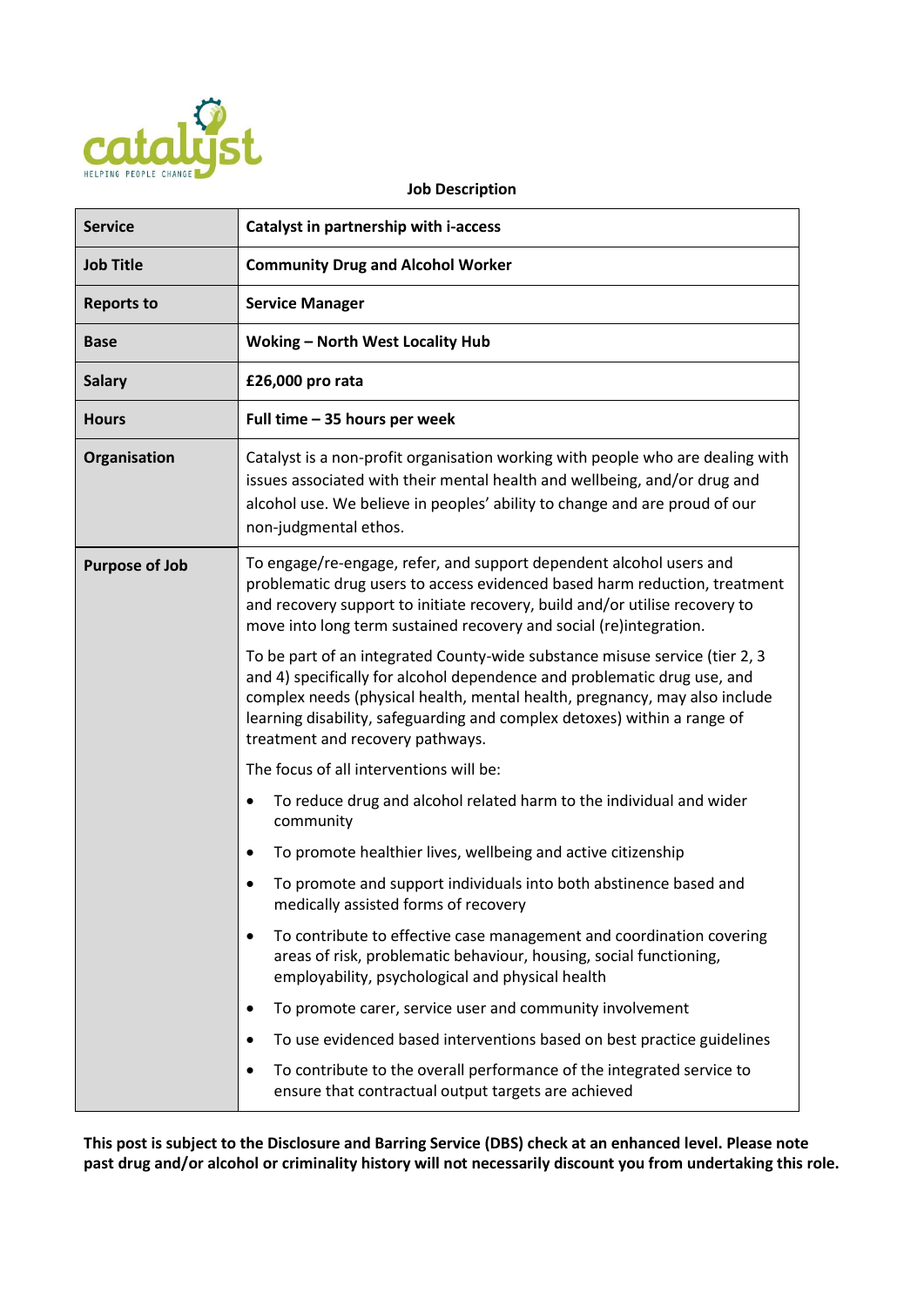catalyst
HELPING PEOPLE CHANGE

**Job Description**

| Service | Catalyst in partnership with i-access |
|---|---|
| **Job Title** | **Community Drug and Alcohol Worker** |
| **Reports to** | **Service Manager** |
| **Base** | **Woking – North West Locality Hub** |
| **Salary** | **£26,000 pro rata** |
| **Hours** | **Full time – 35 hours per week** |
| **Organisation** | Catalyst is a non-profit organisation working with people who are dealing with issues associated with their mental health and wellbeing, and/or drug and alcohol use. We believe in peoples' ability to change and are proud of our non-judgmental ethos. |
| **Purpose of Job** | To engage/re-engage, refer, and support dependent alcohol users and problematic drug users to access evidenced based harm reduction, treatment and recovery support to initiate recovery, build and/or utilise recovery to move into long term sustained recovery and social (re)integration.<br><br>To be part of an integrated County-wide substance misuse service (tier 2, 3 and 4) specifically for alcohol dependence and problematic drug use, and complex needs (physical health, mental health, pregnancy, may also include learning disability, safeguarding and complex detoxes) within a range of treatment and recovery pathways.<br><br>The focus of all interventions will be:<br><br>• To reduce drug and alcohol related harm to the individual and wider community<br>• To promote healthier lives, wellbeing and active citizenship<br>• To promote and support individuals into both abstinence based and medically assisted forms of recovery<br>• To contribute to effective case management and coordination covering areas of risk, problematic behaviour, housing, social functioning, employability, psychological and physical health<br>• To promote carer, service user and community involvement<br>• To use evidenced based interventions based on best practice guidelines<br>• To contribute to the overall performance of the integrated service to ensure that contractual output targets are achieved |

**This post is subject to the Disclosure and Barring Service (DBS) check at an enhanced level. Please note past drug and/or alcohol or criminality history will not necessarily discount you from undertaking this role.**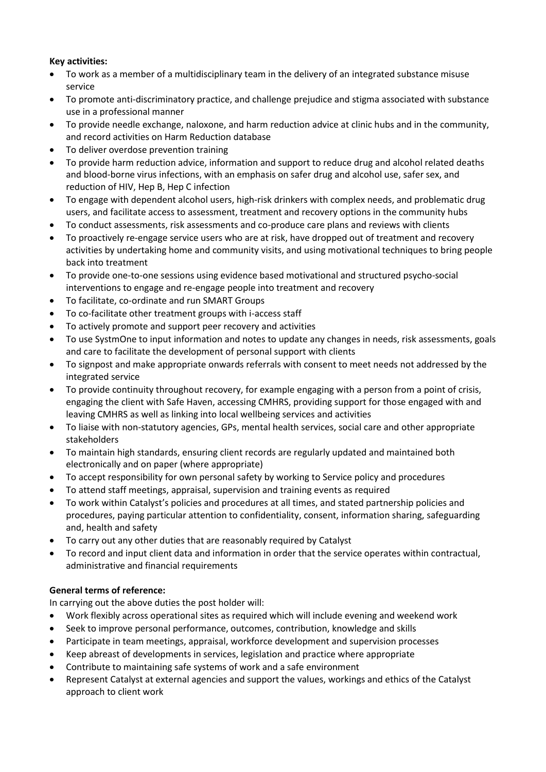**Key activities:**

- To work as a member of a multidisciplinary team in the delivery of an integrated substance misuse service
- To promote anti-discriminatory practice, and challenge prejudice and stigma associated with substance use in a professional manner
- To provide needle exchange, naloxone, and harm reduction advice at clinic hubs and in the community, and record activities on Harm Reduction database
- To deliver overdose prevention training
- To provide harm reduction advice, information and support to reduce drug and alcohol related deaths and blood-borne virus infections, with an emphasis on safer drug and alcohol use, safer sex, and reduction of HIV, Hep B, Hep C infection
- To engage with dependent alcohol users, high-risk drinkers with complex needs, and problematic drug users, and facilitate access to assessment, treatment and recovery options in the community hubs
- To conduct assessments, risk assessments and co-produce care plans and reviews with clients
- To proactively re-engage service users who are at risk, have dropped out of treatment and recovery activities by undertaking home and community visits, and using motivational techniques to bring people back into treatment
- To provide one-to-one sessions using evidence based motivational and structured psycho-social interventions to engage and re-engage people into treatment and recovery
- To facilitate, co-ordinate and run SMART Groups
- To co-facilitate other treatment groups with i-access staff
- To actively promote and support peer recovery and activities
- To use SystmOne to input information and notes to update any changes in needs, risk assessments, goals and care to facilitate the development of personal support with clients
- To signpost and make appropriate onwards referrals with consent to meet needs not addressed by the integrated service
- To provide continuity throughout recovery, for example engaging with a person from a point of crisis, engaging the client with Safe Haven, accessing CMHRS, providing support for those engaged with and leaving CMHRS as well as linking into local wellbeing services and activities
- To liaise with non-statutory agencies, GPs, mental health services, social care and other appropriate stakeholders
- To maintain high standards, ensuring client records are regularly updated and maintained both electronically and on paper (where appropriate)
- To accept responsibility for own personal safety by working to Service policy and procedures
- To attend staff meetings, appraisal, supervision and training events as required
- To work within Catalyst's policies and procedures at all times, and stated partnership policies and procedures, paying particular attention to confidentiality, consent, information sharing, safeguarding and, health and safety
- To carry out any other duties that are reasonably required by Catalyst
- To record and input client data and information in order that the service operates within contractual, administrative and financial requirements

**General terms of reference:**

In carrying out the above duties the post holder will:

- Work flexibly across operational sites as required which will include evening and weekend work
- Seek to improve personal performance, outcomes, contribution, knowledge and skills
- Participate in team meetings, appraisal, workforce development and supervision processes
- Keep abreast of developments in services, legislation and practice where appropriate
- Contribute to maintaining safe systems of work and a safe environment
- Represent Catalyst at external agencies and support the values, workings and ethics of the Catalyst approach to client work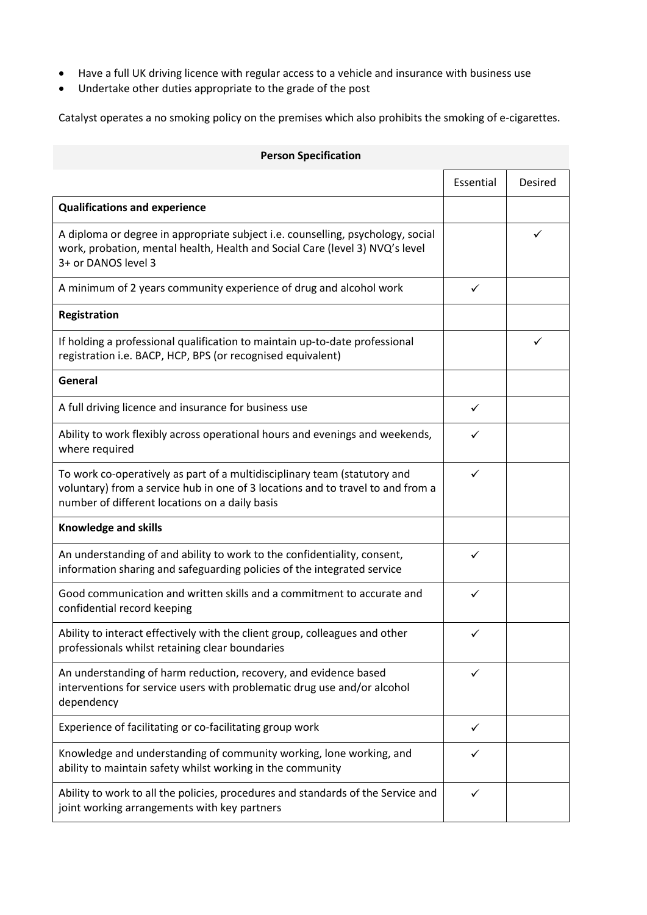- Have a full UK driving licence with regular access to a vehicle and insurance with business use
- Undertake other duties appropriate to the grade of the post

Catalyst operates a no smoking policy on the premises which also prohibits the smoking of e-cigarettes.

**Person Specification**

| | Essential | Desired |
|---|---|---|
| **Qualifications and experience** | | |
| A diploma or degree in appropriate subject i.e. counselling, psychology, social work, probation, mental health, Health and Social Care (level 3) NVQ's level 3+ or DANOS level 3 | | ✓ |
| A minimum of 2 years community experience of drug and alcohol work | ✓ | |
| **Registration** | | |
| If holding a professional qualification to maintain up-to-date professional registration i.e. BACP, HCP, BPS (or recognised equivalent) | | ✓ |
| **General** | | |
| A full driving licence and insurance for business use | ✓ | |
| Ability to work flexibly across operational hours and evenings and weekends, where required | ✓ | |
| To work co-operatively as part of a multidisciplinary team (statutory and voluntary) from a service hub in one of 3 locations and to travel to and from a number of different locations on a daily basis | ✓ | |
| **Knowledge and skills** | | |
| An understanding of and ability to work to the confidentiality, consent, information sharing and safeguarding policies of the integrated service | ✓ | |
| Good communication and written skills and a commitment to accurate and confidential record keeping | ✓ | |
| Ability to interact effectively with the client group, colleagues and other professionals whilst retaining clear boundaries | ✓ | |
| An understanding of harm reduction, recovery, and evidence based interventions for service users with problematic drug use and/or alcohol dependency | ✓ | |
| Experience of facilitating or co-facilitating group work | ✓ | |
| Knowledge and understanding of community working, lone working, and ability to maintain safety whilst working in the community | ✓ | |
| Ability to work to all the policies, procedures and standards of the Service and joint working arrangements with key partners | ✓ | |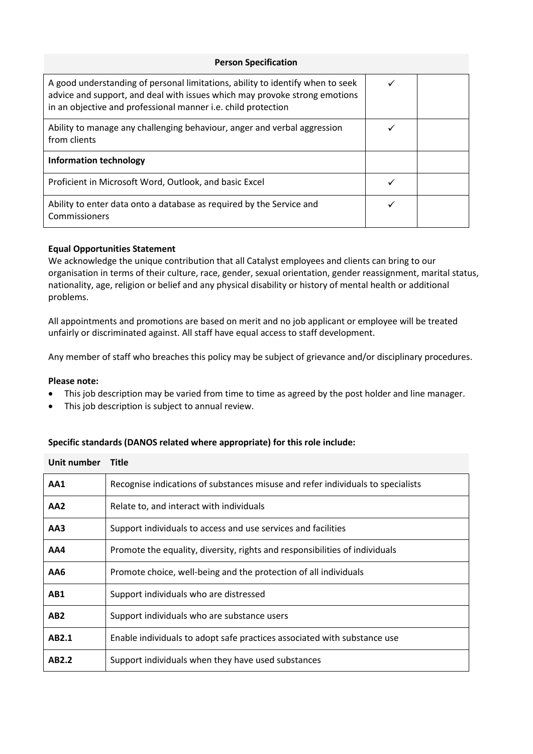| Person Specification | | |
|---|---|---|
| A good understanding of personal limitations, ability to identify when to seek advice and support, and deal with issues which may provoke strong emotions in an objective and professional manner i.e. child protection | ✓ | |
| Ability to manage any challenging behaviour, anger and verbal aggression from clients | ✓ | |
| **Information technology** | | |
| Proficient in Microsoft Word, Outlook, and basic Excel | ✓ | |
| Ability to enter data onto a database as required by the Service and Commissioners | ✓ | |

**Equal Opportunities Statement**

We acknowledge the unique contribution that all Catalyst employees and clients can bring to our organisation in terms of their culture, race, gender, sexual orientation, gender reassignment, marital status, nationality, age, religion or belief and any physical disability or history of mental health or additional problems.

All appointments and promotions are based on merit and no job applicant or employee will be treated unfairly or discriminated against. All staff have equal access to staff development.

Any member of staff who breaches this policy may be subject of grievance and/or disciplinary procedures.

**Please note:**

- This job description may be varied from time to time as agreed by the post holder and line manager.
- This job description is subject to annual review.

**Specific standards (DANOS related where appropriate) for this role include:**

| Unit number | Title |
|---|---|
| **AA1** | Recognise indications of substances misuse and refer individuals to specialists |
| **AA2** | Relate to, and interact with individuals |
| **AA3** | Support individuals to access and use services and facilities |
| **AA4** | Promote the equality, diversity, rights and responsibilities of individuals |
| **AA6** | Promote choice, well-being and the protection of all individuals |
| **AB1** | Support individuals who are distressed |
| **AB2** | Support individuals who are substance users |
| **AB2.1** | Enable individuals to adopt safe practices associated with substance use |
| **AB2.2** | Support individuals when they have used substances |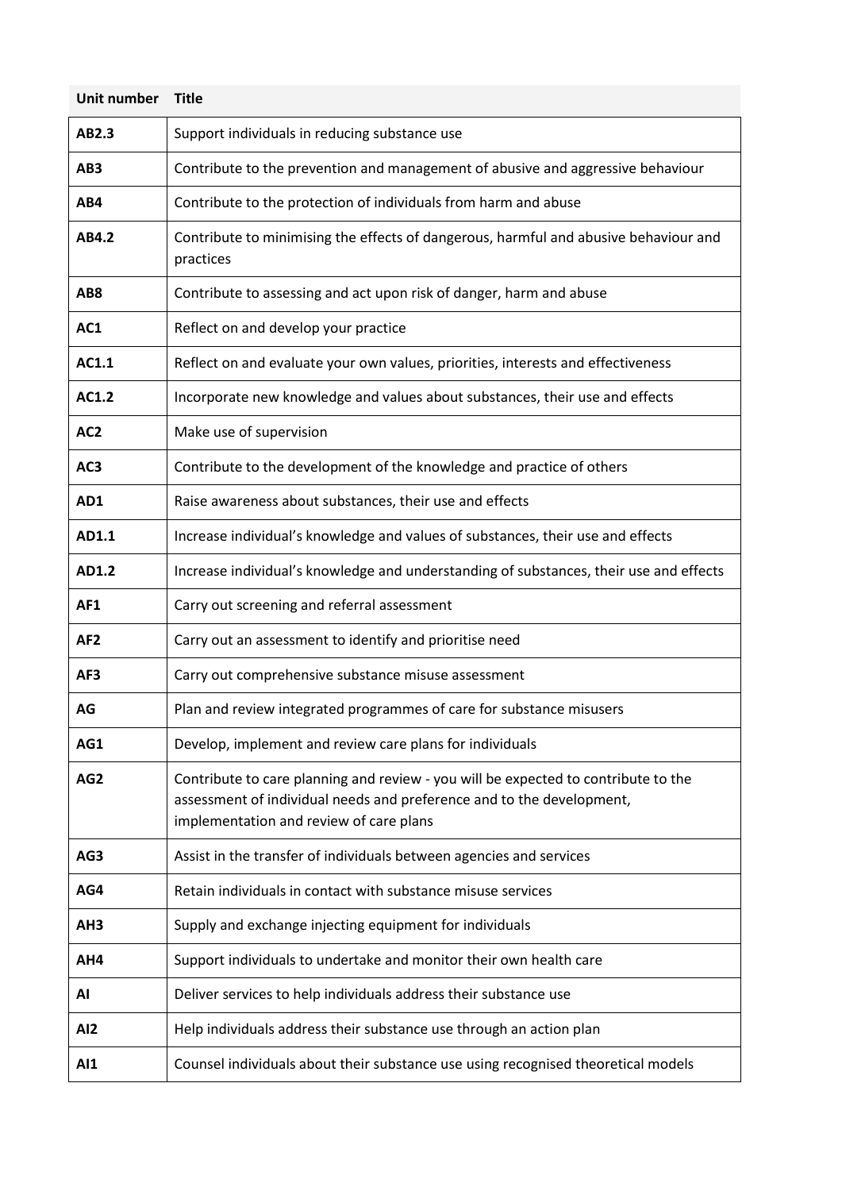| Unit number | Title |
| --- | --- |
| **AB2.3** | Support individuals in reducing substance use |
| **AB3** | Contribute to the prevention and management of abusive and aggressive behaviour |
| **AB4** | Contribute to the protection of individuals from harm and abuse |
| **AB4.2** | Contribute to minimising the effects of dangerous, harmful and abusive behaviour and practices |
| **AB8** | Contribute to assessing and act upon risk of danger, harm and abuse |
| **AC1** | Reflect on and develop your practice |
| **AC1.1** | Reflect on and evaluate your own values, priorities, interests and effectiveness |
| **AC1.2** | Incorporate new knowledge and values about substances, their use and effects |
| **AC2** | Make use of supervision |
| **AC3** | Contribute to the development of the knowledge and practice of others |
| **AD1** | Raise awareness about substances, their use and effects |
| **AD1.1** | Increase individual's knowledge and values of substances, their use and effects |
| **AD1.2** | Increase individual's knowledge and understanding of substances, their use and effects |
| **AF1** | Carry out screening and referral assessment |
| **AF2** | Carry out an assessment to identify and prioritise need |
| **AF3** | Carry out comprehensive substance misuse assessment |
| **AG** | Plan and review integrated programmes of care for substance misusers |
| **AG1** | Develop, implement and review care plans for individuals |
| **AG2** | Contribute to care planning and review - you will be expected to contribute to the assessment of individual needs and preference and to the development, implementation and review of care plans |
| **AG3** | Assist in the transfer of individuals between agencies and services |
| **AG4** | Retain individuals in contact with substance misuse services |
| **AH3** | Supply and exchange injecting equipment for individuals |
| **AH4** | Support individuals to undertake and monitor their own health care |
| **AI** | Deliver services to help individuals address their substance use |
| **AI2** | Help individuals address their substance use through an action plan |
| **AI1** | Counsel individuals about their substance use using recognised theoretical models |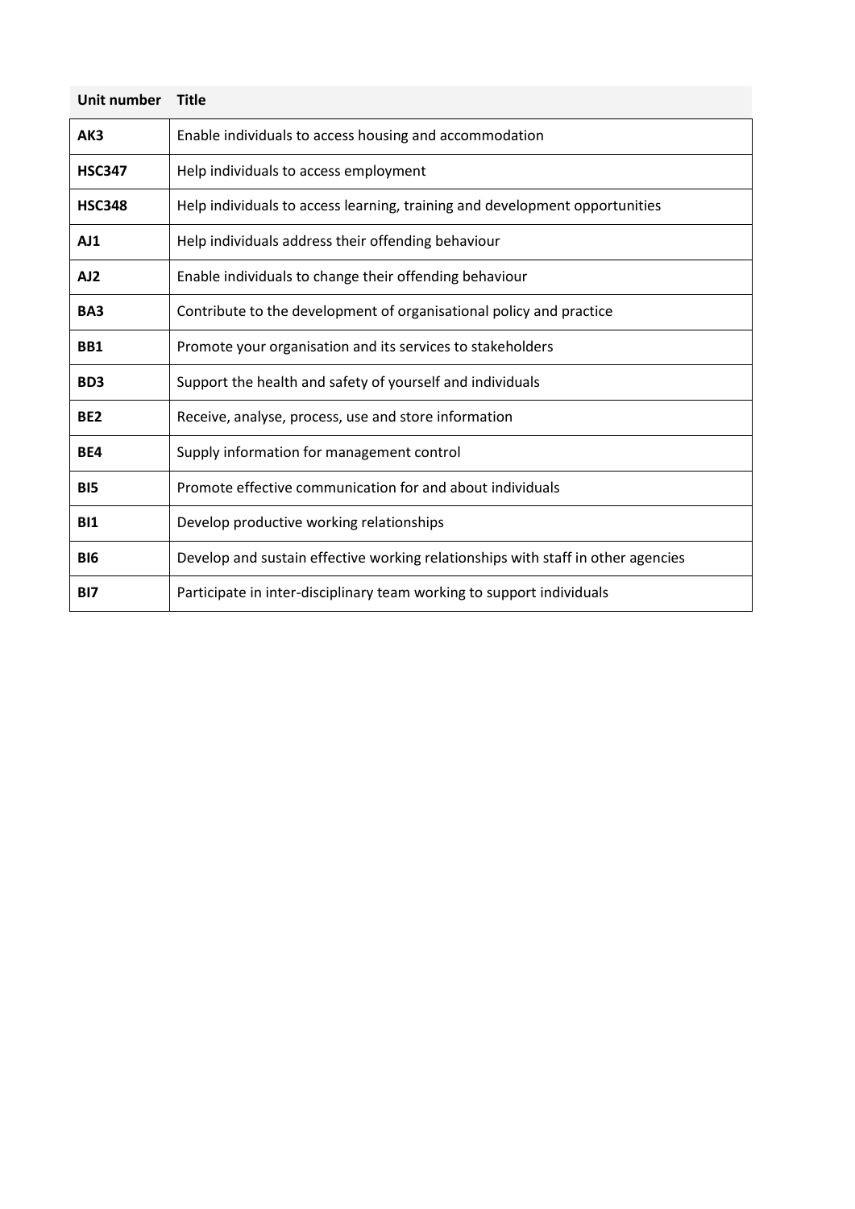| Unit number | Title |
|---|---|
| **AK3** | Enable individuals to access housing and accommodation |
| **HSC347** | Help individuals to access employment |
| **HSC348** | Help individuals to access learning, training and development opportunities |
| **AJ1** | Help individuals address their offending behaviour |
| **AJ2** | Enable individuals to change their offending behaviour |
| **BA3** | Contribute to the development of organisational policy and practice |
| **BB1** | Promote your organisation and its services to stakeholders |
| **BD3** | Support the health and safety of yourself and individuals |
| **BE2** | Receive, analyse, process, use and store information |
| **BE4** | Supply information for management control |
| **BI5** | Promote effective communication for and about individuals |
| **BI1** | Develop productive working relationships |
| **BI6** | Develop and sustain effective working relationships with staff in other agencies |
| **BI7** | Participate in inter-disciplinary team working to support individuals |